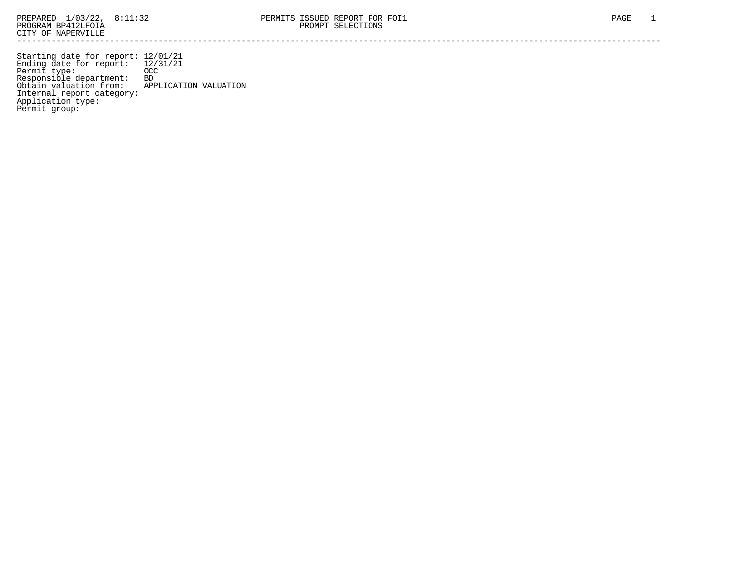PREPARED 1/03/22, 8:11:32
PROGRAM BP412LFOIA
CITY OF NAPERVILLE

PERMITS ISSUED REPORT FOR FOI1
PROMPT SELECTIONS

---

Starting date for report: 12/01/21
Ending date for report: 12/31/21
Permit type: OCC
Responsible department: BD
Obtain valuation from: APPLICATION VALUATION
Internal report category:
Application type:
Permit group: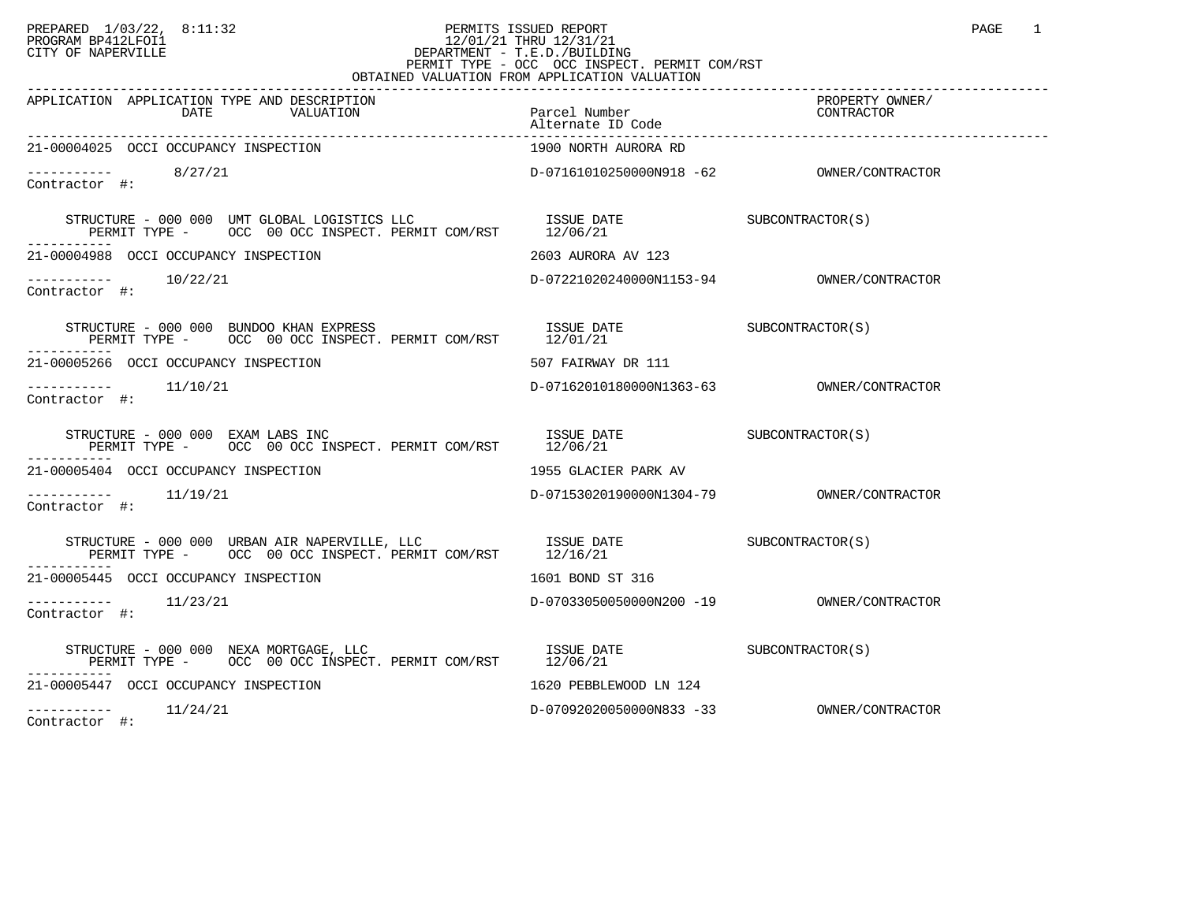PREPARED 1/03/22, 8:11:32
PROGRAM BP412LFOI1
CITY OF NAPERVILLE

PERMITS ISSUED REPORT
12/01/21 THRU 12/31/21
DEPARTMENT - T.E.D./BUILDING
PERMIT TYPE - OCC OCC INSPECT. PERMIT COM/RST
OBTAINED VALUATION FROM APPLICATION VALUATION

| APPLICATION | APPLICATION TYPE AND DESCRIPTION / DATE / VALUATION | Parcel Number / Alternate ID Code | PROPERTY OWNER/ CONTRACTOR |
|---|---|---|---|
| 21-00004025 | OCCI OCCUPANCY INSPECTION | 1900 NORTH AURORA RD | |
| | 8/27/21 | D-07161010250000N918 -62 | OWNER/CONTRACTOR |
| Contractor #: | | | |
| | STRUCTURE - 000 000 UMT GLOBAL LOGISTICS LLC / PERMIT TYPE - OCC 00 OCC INSPECT. PERMIT COM/RST | ISSUE DATE 12/06/21 | SUBCONTRACTOR(S) |
| 21-00004988 | OCCI OCCUPANCY INSPECTION | 2603 AURORA AV 123 | |
| | 10/22/21 | D-07221020240000N1153-94 | OWNER/CONTRACTOR |
| Contractor #: | | | |
| | STRUCTURE - 000 000 BUNDOO KHAN EXPRESS / PERMIT TYPE - OCC 00 OCC INSPECT. PERMIT COM/RST | ISSUE DATE 12/01/21 | SUBCONTRACTOR(S) |
| 21-00005266 | OCCI OCCUPANCY INSPECTION | 507 FAIRWAY DR 111 | |
| | 11/10/21 | D-07162010180000N1363-63 | OWNER/CONTRACTOR |
| Contractor #: | | | |
| | STRUCTURE - 000 000 EXAM LABS INC / PERMIT TYPE - OCC 00 OCC INSPECT. PERMIT COM/RST | ISSUE DATE 12/06/21 | SUBCONTRACTOR(S) |
| 21-00005404 | OCCI OCCUPANCY INSPECTION | 1955 GLACIER PARK AV | |
| | 11/19/21 | D-07153020190000N1304-79 | OWNER/CONTRACTOR |
| Contractor #: | | | |
| | STRUCTURE - 000 000 URBAN AIR NAPERVILLE, LLC / PERMIT TYPE - OCC 00 OCC INSPECT. PERMIT COM/RST | ISSUE DATE 12/16/21 | SUBCONTRACTOR(S) |
| 21-00005445 | OCCI OCCUPANCY INSPECTION | 1601 BOND ST 316 | |
| | 11/23/21 | D-07033050050000N200 -19 | OWNER/CONTRACTOR |
| Contractor #: | | | |
| | STRUCTURE - 000 000 NEXA MORTGAGE, LLC / PERMIT TYPE - OCC 00 OCC INSPECT. PERMIT COM/RST | ISSUE DATE 12/06/21 | SUBCONTRACTOR(S) |
| 21-00005447 | OCCI OCCUPANCY INSPECTION | 1620 PEBBLEWOOD LN 124 | |
| | 11/24/21 | D-07092020050000N833 -33 | OWNER/CONTRACTOR |
| Contractor #: | | | |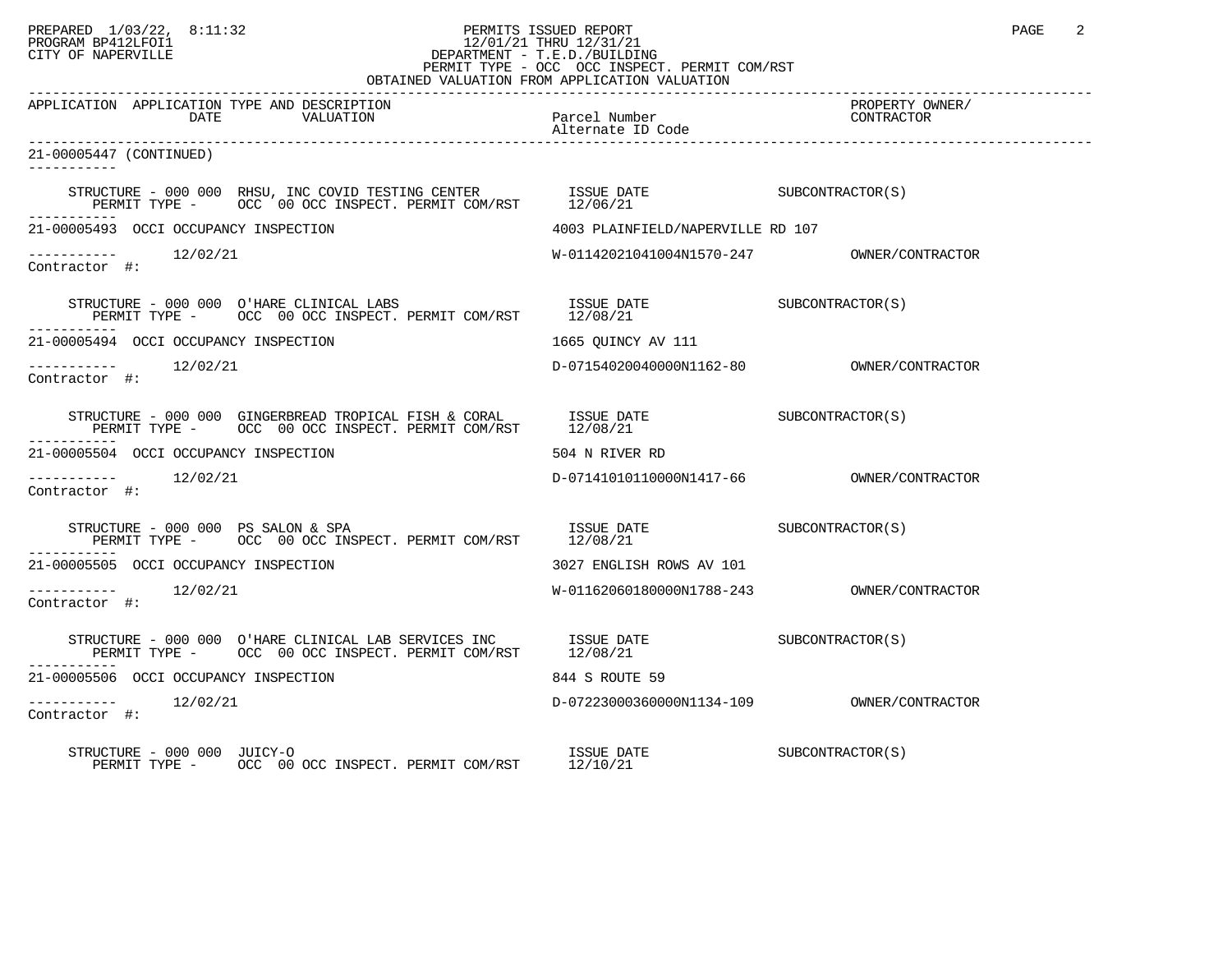```
APPLICATION  APPLICATION TYPE AND DESCRIPTION                                                             PROPERTY OWNER/
                 DATE          VALUATION                      Parcel Number                               CONTRACTOR
                                                              Alternate ID Code
----------------------------------------------------------------------------------------------------------------------------------
21-00005447 (CONTINUED)
-----------

     STRUCTURE - 000 000  RHSU, INC COVID TESTING CENTER         ISSUE DATE              SUBCONTRACTOR(S)
        PERMIT TYPE -      OCC  00 OCC INSPECT. PERMIT COM/RST     12/06/21
-----------
21-00005493  OCCI OCCUPANCY INSPECTION                        4003 PLAINFIELD/NAPERVILLE RD 107

-----------        12/02/21                                   W-01142021041004N1570-247           OWNER/CONTRACTOR
Contractor #:

     STRUCTURE - 000 000  O'HARE CLINICAL LABS                   ISSUE DATE              SUBCONTRACTOR(S)
        PERMIT TYPE -      OCC  00 OCC INSPECT. PERMIT COM/RST     12/08/21
-----------
21-00005494  OCCI OCCUPANCY INSPECTION                        1665 QUINCY AV 111

-----------        12/02/21                                   D-07154020040000N1162-80            OWNER/CONTRACTOR
Contractor #:

     STRUCTURE - 000 000  GINGERBREAD TROPICAL FISH & CORAL      ISSUE DATE              SUBCONTRACTOR(S)
        PERMIT TYPE -      OCC  00 OCC INSPECT. PERMIT COM/RST     12/08/21
-----------
21-00005504  OCCI OCCUPANCY INSPECTION                        504 N RIVER RD

-----------        12/02/21                                   D-07141010110000N1417-66            OWNER/CONTRACTOR
Contractor #:

     STRUCTURE - 000 000  PS SALON & SPA                         ISSUE DATE              SUBCONTRACTOR(S)
        PERMIT TYPE -      OCC  00 OCC INSPECT. PERMIT COM/RST     12/08/21
-----------
21-00005505  OCCI OCCUPANCY INSPECTION                        3027 ENGLISH ROWS AV 101

-----------        12/02/21                                   W-01162060180000N1788-243           OWNER/CONTRACTOR
Contractor #:

     STRUCTURE - 000 000  O'HARE CLINICAL LAB SERVICES INC       ISSUE DATE              SUBCONTRACTOR(S)
        PERMIT TYPE -      OCC  00 OCC INSPECT. PERMIT COM/RST     12/08/21
-----------
21-00005506  OCCI OCCUPANCY INSPECTION                        844 S ROUTE 59

-----------        12/02/21                                   D-07223000360000N1134-109           OWNER/CONTRACTOR
Contractor #:

     STRUCTURE - 000 000  JUICY-O                                ISSUE DATE              SUBCONTRACTOR(S)
        PERMIT TYPE -      OCC  00 OCC INSPECT. PERMIT COM/RST     12/10/21
```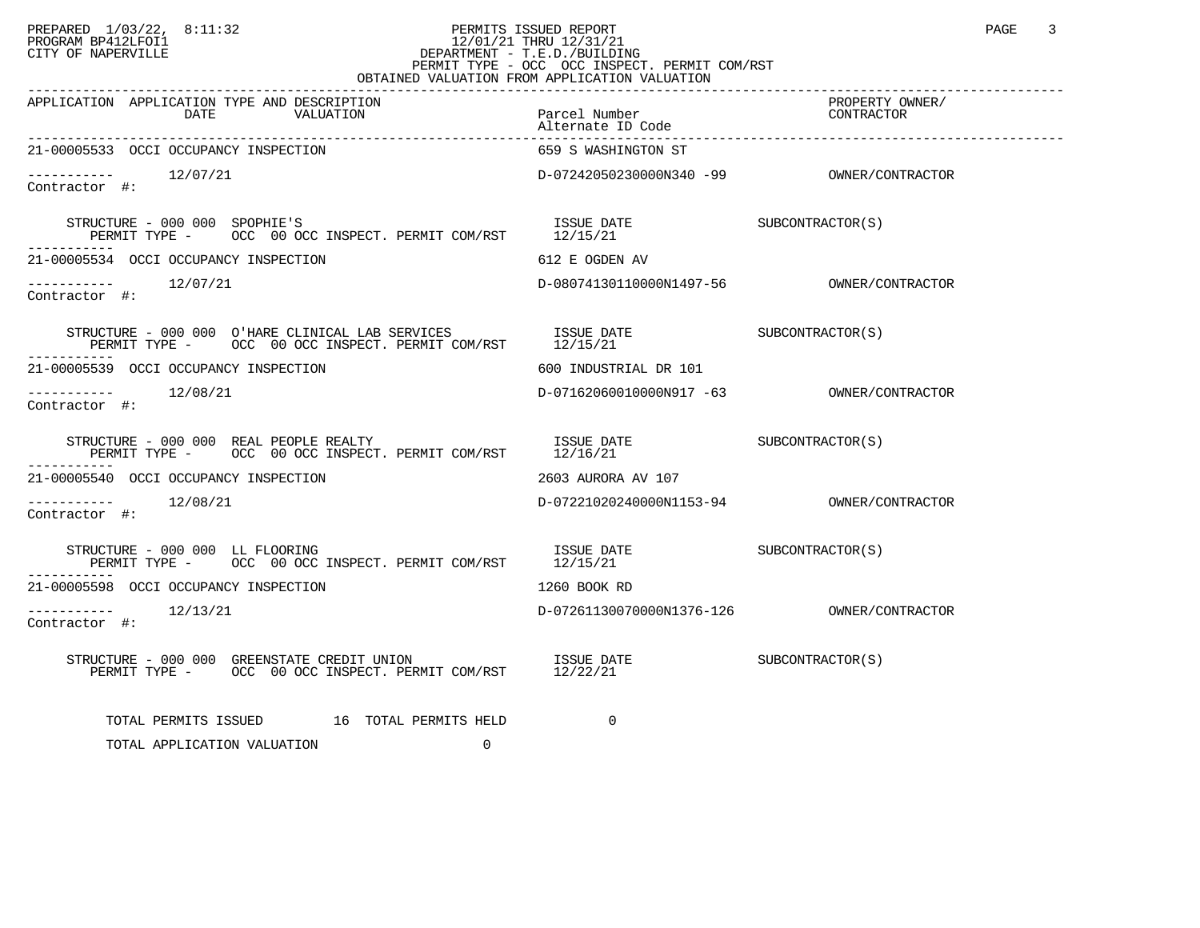PREPARED 1/03/22, 8:11:32
PROGRAM BP412LFOI1
CITY OF NAPERVILLE

# PERMITS ISSUED REPORT

12/01/21 THRU 12/31/21
DEPARTMENT - T.E.D./BUILDING
PERMIT TYPE - OCC OCC INSPECT. PERMIT COM/RST
OBTAINED VALUATION FROM APPLICATION VALUATION

| APPLICATION | APPLICATION TYPE AND DESCRIPTION DATE / VALUATION | Parcel Number / Alternate ID Code | PROPERTY OWNER/ CONTRACTOR |
|---|---|---|---|
| 21-00005533 | OCCI OCCUPANCY INSPECTION | 659 S WASHINGTON ST | |
| ----------- | 12/07/21 | D-07242050230000N340 -99 | OWNER/CONTRACTOR |
| Contractor #: | | | |
| | STRUCTURE - 000 000 SPOPHIE'S | ISSUE DATE | SUBCONTRACTOR(S) |
| | PERMIT TYPE - OCC 00 OCC INSPECT. PERMIT COM/RST | 12/15/21 | |
| 21-00005534 | OCCI OCCUPANCY INSPECTION | 612 E OGDEN AV | |
| ----------- | 12/07/21 | D-08074130110000N1497-56 | OWNER/CONTRACTOR |
| Contractor #: | | | |
| | STRUCTURE - 000 000 O'HARE CLINICAL LAB SERVICES | ISSUE DATE | SUBCONTRACTOR(S) |
| | PERMIT TYPE - OCC 00 OCC INSPECT. PERMIT COM/RST | 12/15/21 | |
| 21-00005539 | OCCI OCCUPANCY INSPECTION | 600 INDUSTRIAL DR 101 | |
| ----------- | 12/08/21 | D-07162060010000N917 -63 | OWNER/CONTRACTOR |
| Contractor #: | | | |
| | STRUCTURE - 000 000 REAL PEOPLE REALTY | ISSUE DATE | SUBCONTRACTOR(S) |
| | PERMIT TYPE - OCC 00 OCC INSPECT. PERMIT COM/RST | 12/16/21 | |
| 21-00005540 | OCCI OCCUPANCY INSPECTION | 2603 AURORA AV 107 | |
| ----------- | 12/08/21 | D-07221020240000N1153-94 | OWNER/CONTRACTOR |
| Contractor #: | | | |
| | STRUCTURE - 000 000 LL FLOORING | ISSUE DATE | SUBCONTRACTOR(S) |
| | PERMIT TYPE - OCC 00 OCC INSPECT. PERMIT COM/RST | 12/15/21 | |
| 21-00005598 | OCCI OCCUPANCY INSPECTION | 1260 BOOK RD | |
| ----------- | 12/13/21 | D-07261130070000N1376-126 | OWNER/CONTRACTOR |
| Contractor #: | | | |
| | STRUCTURE - 000 000 GREENSTATE CREDIT UNION | ISSUE DATE | SUBCONTRACTOR(S) |
| | PERMIT TYPE - OCC 00 OCC INSPECT. PERMIT COM/RST | 12/22/21 | |

TOTAL PERMITS ISSUED 16 TOTAL PERMITS HELD 0

TOTAL APPLICATION VALUATION 0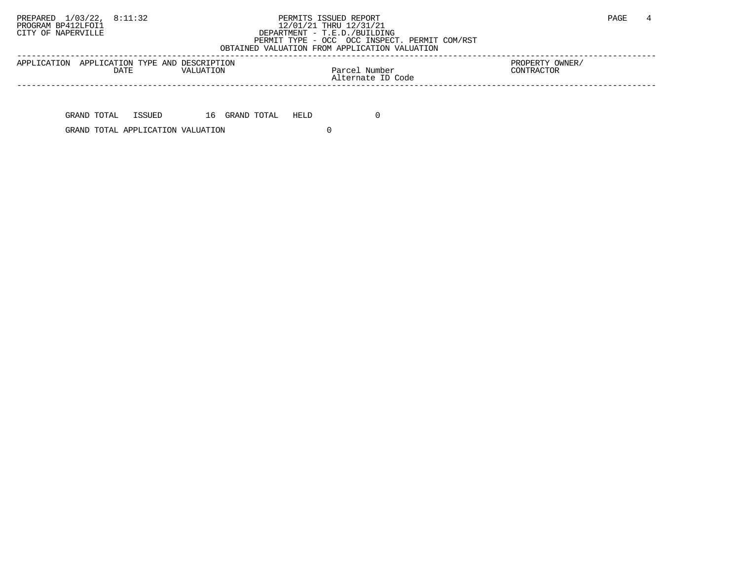PREPARED 1/03/22, 8:11:32
PROGRAM BP412LFOI1
CITY OF NAPERVILLE

PERMITS ISSUED REPORT
12/01/21 THRU 12/31/21
DEPARTMENT - T.E.D./BUILDING
PERMIT TYPE - OCC OCC INSPECT. PERMIT COM/RST
OBTAINED VALUATION FROM APPLICATION VALUATION

| APPLICATION | APPLICATION TYPE AND DESCRIPTION DATE | VALUATION | Parcel Number Alternate ID Code | PROPERTY OWNER/ CONTRACTOR |
|---|---|---|---|---|

GRAND TOTAL ISSUED 16 GRAND TOTAL HELD 0

GRAND TOTAL APPLICATION VALUATION 0